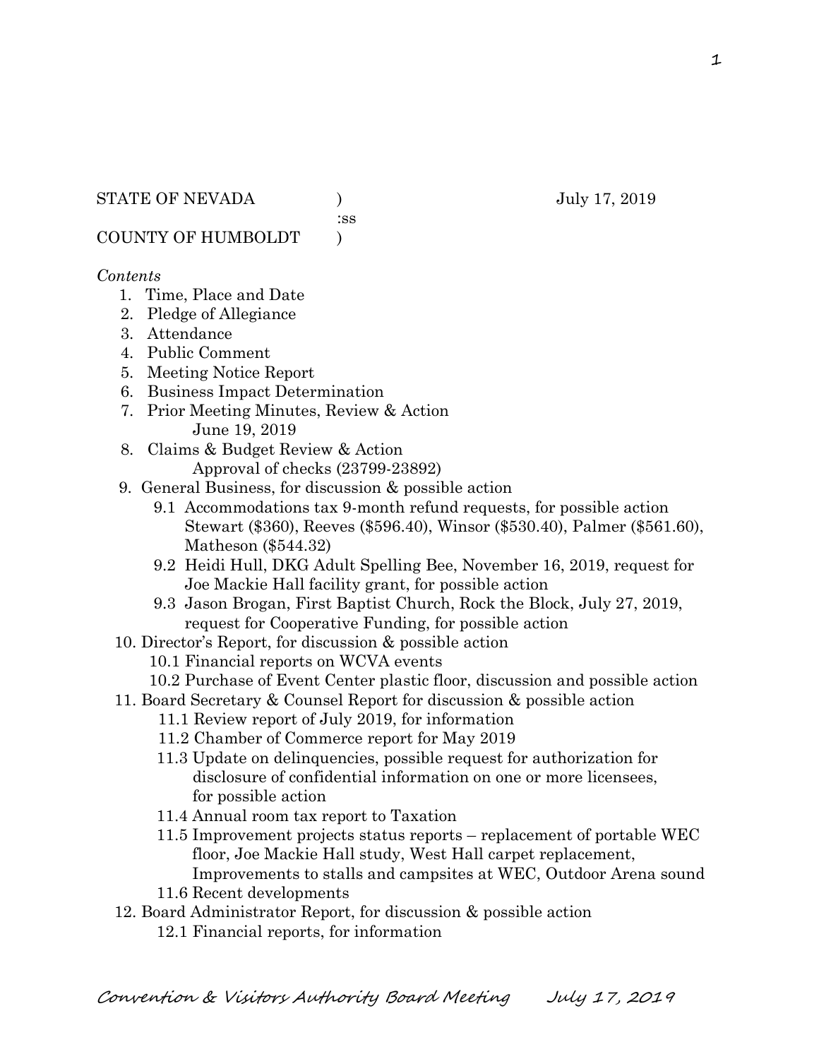STATE OF NEVADA ) July 17, 2019

:ss

COUNTY OF HUMBOLDT )

*Contents*

1. Time, Place and Date
2. Pledge of Allegiance
3. Attendance
4. Public Comment
5. Meeting Notice Report
6. Business Impact Determination
7. Prior Meeting Minutes, Review & Action
   June 19, 2019
8. Claims & Budget Review & Action
   Approval of checks (23799-23892)
9. General Business, for discussion & possible action
   - 9.1 Accommodations tax 9-month refund requests, for possible action Stewart ($360), Reeves ($596.40), Winsor ($530.40), Palmer ($561.60), Matheson ($544.32)
   - 9.2 Heidi Hull, DKG Adult Spelling Bee, November 16, 2019, request for Joe Mackie Hall facility grant, for possible action
   - 9.3 Jason Brogan, First Baptist Church, Rock the Block, July 27, 2019, request for Cooperative Funding, for possible action
10. Director's Report, for discussion & possible action
    - 10.1 Financial reports on WCVA events
    - 10.2 Purchase of Event Center plastic floor, discussion and possible action
11. Board Secretary & Counsel Report for discussion & possible action
    - 11.1 Review report of July 2019, for information
    - 11.2 Chamber of Commerce report for May 2019
    - 11.3 Update on delinquencies, possible request for authorization for disclosure of confidential information on one or more licensees, for possible action
    - 11.4 Annual room tax report to Taxation
    - 11.5 Improvement projects status reports – replacement of portable WEC floor, Joe Mackie Hall study, West Hall carpet replacement, Improvements to stalls and campsites at WEC, Outdoor Arena sound
    - 11.6 Recent developments
12. Board Administrator Report, for discussion & possible action
    - 12.1 Financial reports, for information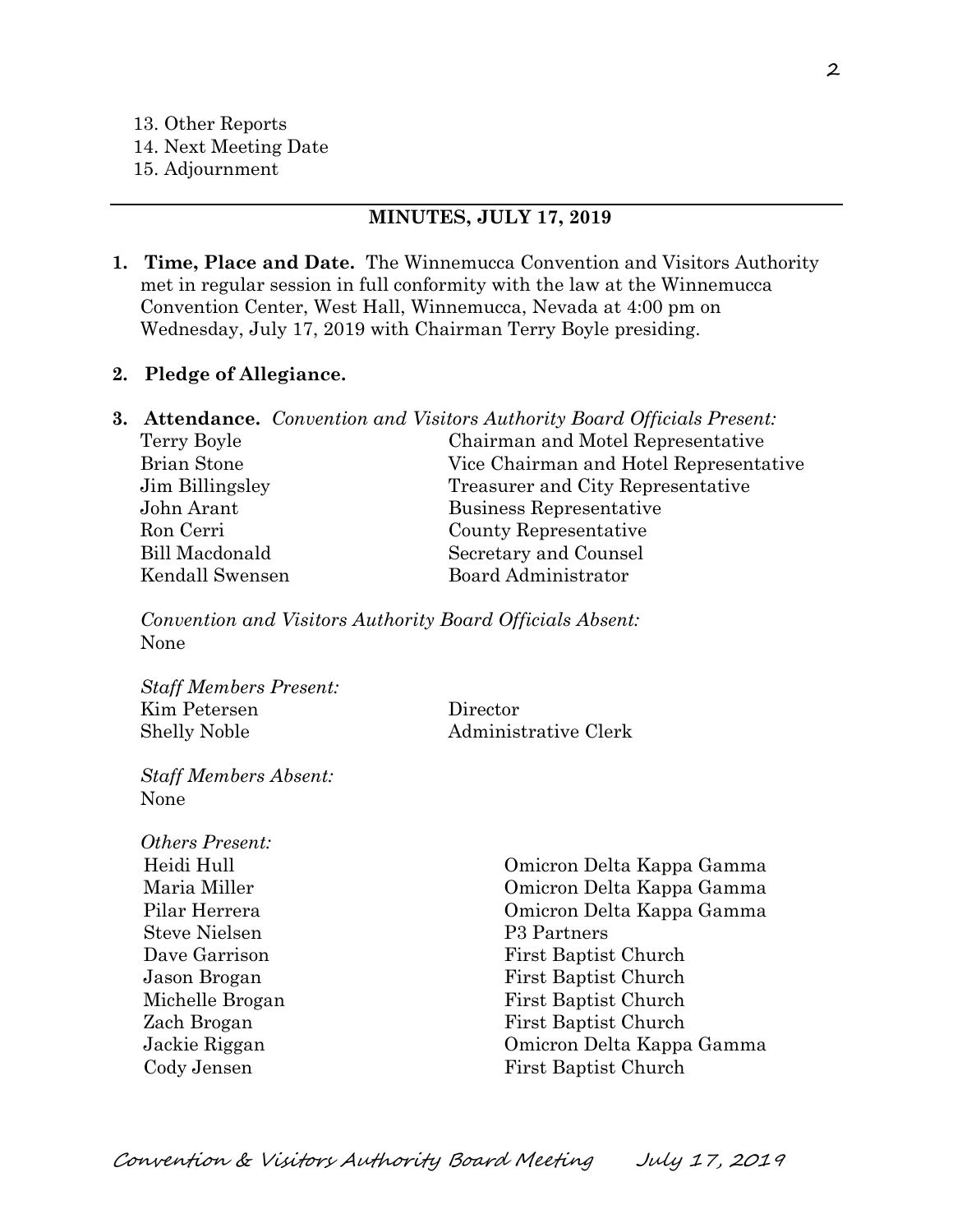13. Other Reports
14. Next Meeting Date
15. Adjournment

---

## MINUTES, JULY 17, 2019

**1. Time, Place and Date.** The Winnemucca Convention and Visitors Authority met in regular session in full conformity with the law at the Winnemucca Convention Center, West Hall, Winnemucca, Nevada at 4:00 pm on Wednesday, July 17, 2019 with Chairman Terry Boyle presiding.

**2. Pledge of Allegiance.**

**3. Attendance.** *Convention and Visitors Authority Board Officials Present:*

| | |
|---|---|
| Terry Boyle | Chairman and Motel Representative |
| Brian Stone | Vice Chairman and Hotel Representative |
| Jim Billingsley | Treasurer and City Representative |
| John Arant | Business Representative |
| Ron Cerri | County Representative |
| Bill Macdonald | Secretary and Counsel |
| Kendall Swensen | Board Administrator |

*Convention and Visitors Authority Board Officials Absent:*
None

*Staff Members Present:*

| | |
|---|---|
| Kim Petersen | Director |
| Shelly Noble | Administrative Clerk |

*Staff Members Absent:*
None

*Others Present:*

| | |
|---|---|
| Heidi Hull | Omicron Delta Kappa Gamma |
| Maria Miller | Omicron Delta Kappa Gamma |
| Pilar Herrera | Omicron Delta Kappa Gamma |
| Steve Nielsen | P3 Partners |
| Dave Garrison | First Baptist Church |
| Jason Brogan | First Baptist Church |
| Michelle Brogan | First Baptist Church |
| Zach Brogan | First Baptist Church |
| Jackie Riggan | Omicron Delta Kappa Gamma |
| Cody Jensen | First Baptist Church |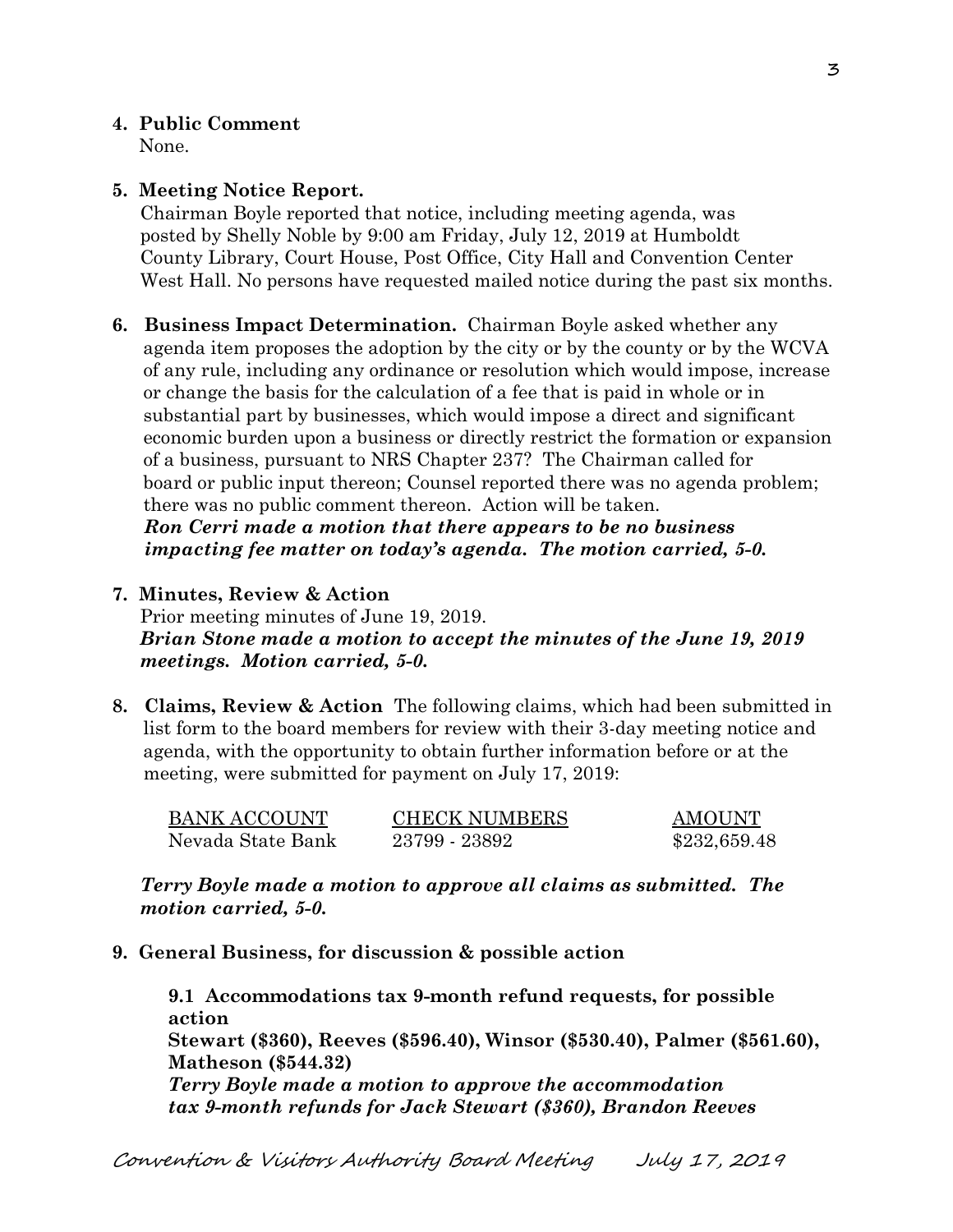**4. Public Comment**

None.

**5. Meeting Notice Report.**

Chairman Boyle reported that notice, including meeting agenda, was posted by Shelly Noble by 9:00 am Friday, July 12, 2019 at Humboldt County Library, Court House, Post Office, City Hall and Convention Center West Hall. No persons have requested mailed notice during the past six months.

**6. Business Impact Determination.** Chairman Boyle asked whether any agenda item proposes the adoption by the city or by the county or by the WCVA of any rule, including any ordinance or resolution which would impose, increase or change the basis for the calculation of a fee that is paid in whole or in substantial part by businesses, which would impose a direct and significant economic burden upon a business or directly restrict the formation or expansion of a business, pursuant to NRS Chapter 237? The Chairman called for board or public input thereon; Counsel reported there was no agenda problem; there was no public comment thereon. Action will be taken.

***Ron Cerri made a motion that there appears to be no business impacting fee matter on today's agenda. The motion carried, 5-0.***

**7. Minutes, Review & Action**

Prior meeting minutes of June 19, 2019.

***Brian Stone made a motion to accept the minutes of the June 19, 2019 meetings. Motion carried, 5-0.***

**8. Claims, Review & Action** The following claims, which had been submitted in list form to the board members for review with their 3-day meeting notice and agenda, with the opportunity to obtain further information before or at the meeting, were submitted for payment on July 17, 2019:

| BANK ACCOUNT | CHECK NUMBERS | AMOUNT |
|---|---|---|
| Nevada State Bank | 23799 - 23892 | $232,659.48 |

***Terry Boyle made a motion to approve all claims as submitted. The motion carried, 5-0.***

**9. General Business, for discussion & possible action**

**9.1 Accommodations tax 9-month refund requests, for possible action**

**Stewart ($360), Reeves ($596.40), Winsor ($530.40), Palmer ($561.60), Matheson ($544.32)**

***Terry Boyle made a motion to approve the accommodation tax 9-month refunds for Jack Stewart ($360), Brandon Reeves***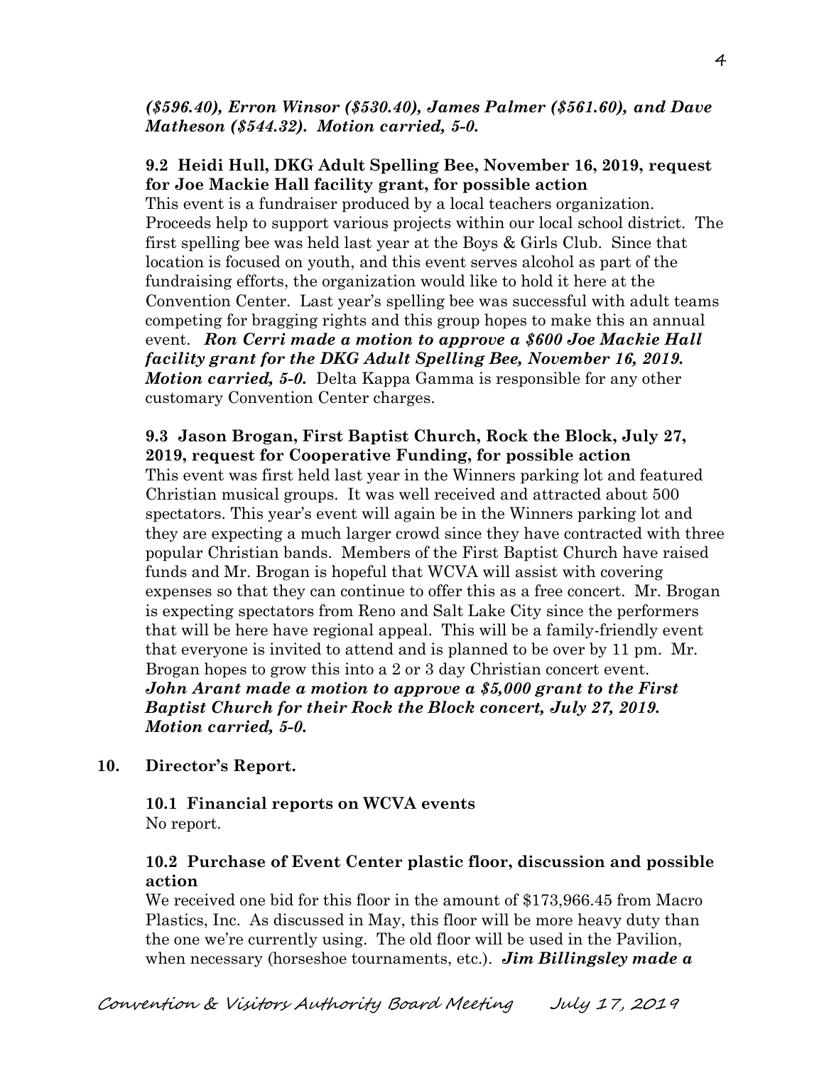***($596.40), Erron Winsor ($530.40), James Palmer ($561.60), and Dave Matheson ($544.32). Motion carried, 5-0.***

**9.2 Heidi Hull, DKG Adult Spelling Bee, November 16, 2019, request for Joe Mackie Hall facility grant, for possible action**

This event is a fundraiser produced by a local teachers organization. Proceeds help to support various projects within our local school district. The first spelling bee was held last year at the Boys & Girls Club. Since that location is focused on youth, and this event serves alcohol as part of the fundraising efforts, the organization would like to hold it here at the Convention Center. Last year's spelling bee was successful with adult teams competing for bragging rights and this group hopes to make this an annual event. ***Ron Cerri made a motion to approve a $600 Joe Mackie Hall facility grant for the DKG Adult Spelling Bee, November 16, 2019. Motion carried, 5-0.*** Delta Kappa Gamma is responsible for any other customary Convention Center charges.

**9.3 Jason Brogan, First Baptist Church, Rock the Block, July 27, 2019, request for Cooperative Funding, for possible action**

This event was first held last year in the Winners parking lot and featured Christian musical groups. It was well received and attracted about 500 spectators. This year's event will again be in the Winners parking lot and they are expecting a much larger crowd since they have contracted with three popular Christian bands. Members of the First Baptist Church have raised funds and Mr. Brogan is hopeful that WCVA will assist with covering expenses so that they can continue to offer this as a free concert. Mr. Brogan is expecting spectators from Reno and Salt Lake City since the performers that will be here have regional appeal. This will be a family-friendly event that everyone is invited to attend and is planned to be over by 11 pm. Mr. Brogan hopes to grow this into a 2 or 3 day Christian concert event. ***John Arant made a motion to approve a $5,000 grant to the First Baptist Church for their Rock the Block concert, July 27, 2019. Motion carried, 5-0.***

**10. Director's Report.**

**10.1 Financial reports on WCVA events**

No report.

**10.2 Purchase of Event Center plastic floor, discussion and possible action**

We received one bid for this floor in the amount of $173,966.45 from Macro Plastics, Inc. As discussed in May, this floor will be more heavy duty than the one we're currently using. The old floor will be used in the Pavilion, when necessary (horseshoe tournaments, etc.). ***Jim Billingsley made a***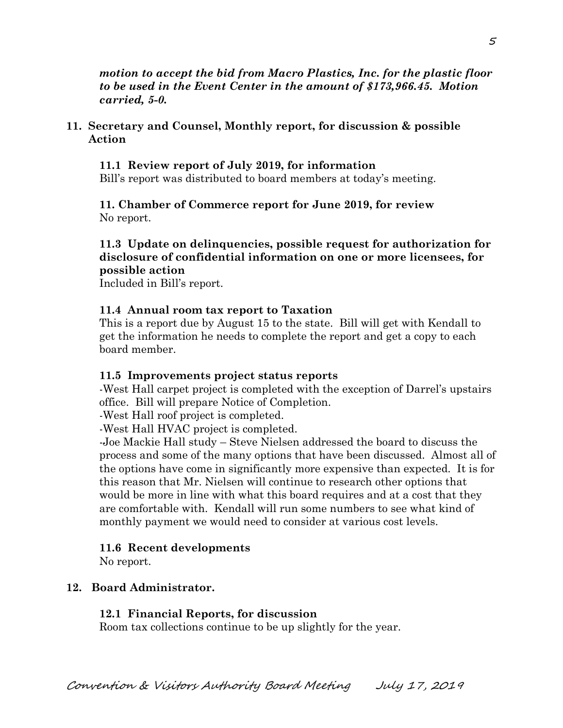***motion to accept the bid from Macro Plastics, Inc. for the plastic floor to be used in the Event Center in the amount of $173,966.45. Motion carried, 5-0.***

**11. Secretary and Counsel, Monthly report, for discussion & possible Action**

**11.1 Review report of July 2019, for information**

Bill's report was distributed to board members at today's meeting.

**11. Chamber of Commerce report for June 2019, for review**

No report.

**11.3 Update on delinquencies, possible request for authorization for disclosure of confidential information on one or more licensees, for possible action**

Included in Bill's report.

**11.4 Annual room tax report to Taxation**

This is a report due by August 15 to the state. Bill will get with Kendall to get the information he needs to complete the report and get a copy to each board member.

**11.5 Improvements project status reports**

-West Hall carpet project is completed with the exception of Darrel's upstairs office. Bill will prepare Notice of Completion.

-West Hall roof project is completed.

-West Hall HVAC project is completed.

-Joe Mackie Hall study – Steve Nielsen addressed the board to discuss the process and some of the many options that have been discussed. Almost all of the options have come in significantly more expensive than expected. It is for this reason that Mr. Nielsen will continue to research other options that would be more in line with what this board requires and at a cost that they are comfortable with. Kendall will run some numbers to see what kind of monthly payment we would need to consider at various cost levels.

**11.6 Recent developments**

No report.

**12. Board Administrator.**

**12.1 Financial Reports, for discussion**

Room tax collections continue to be up slightly for the year.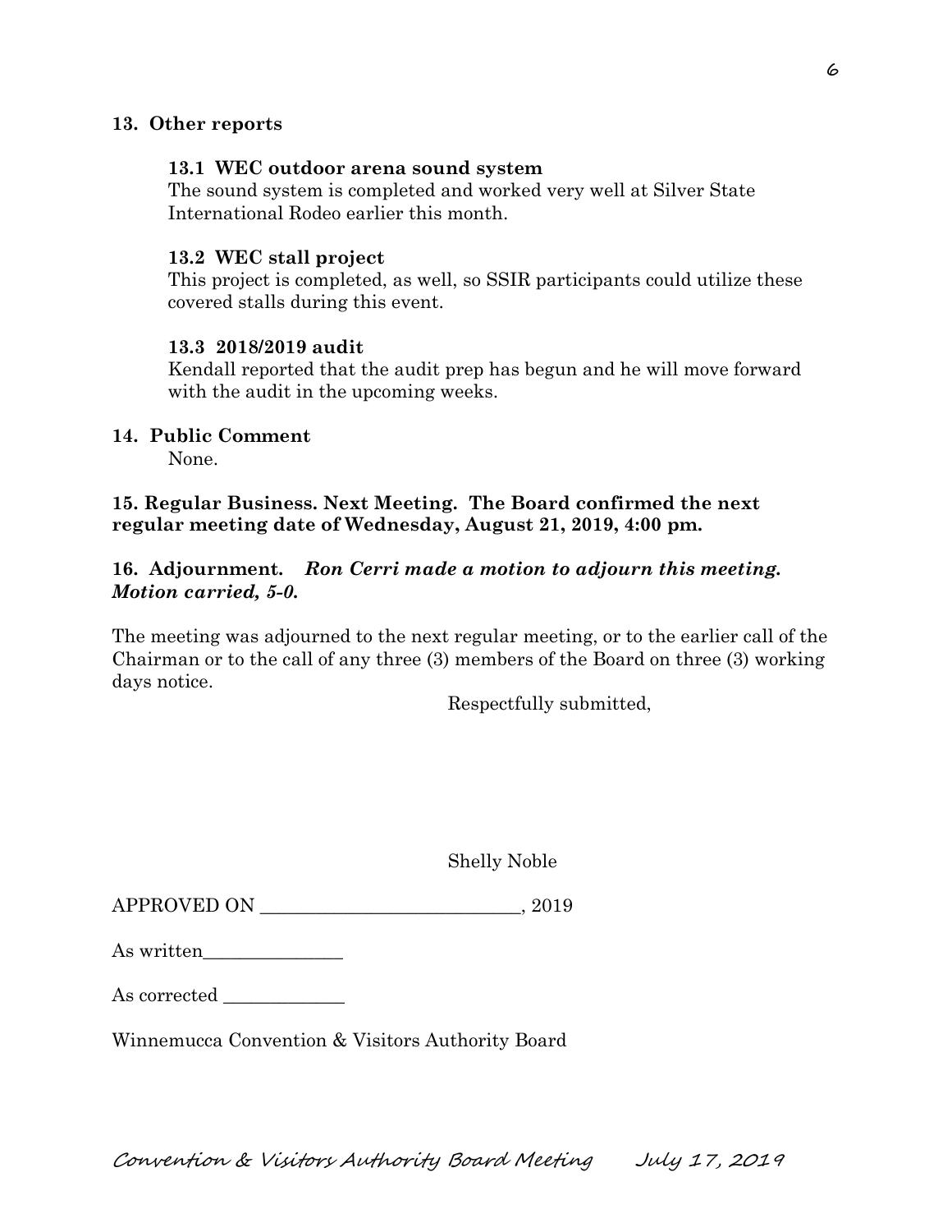**13. Other reports**

**13.1 WEC outdoor arena sound system**

The sound system is completed and worked very well at Silver State International Rodeo earlier this month.

**13.2 WEC stall project**

This project is completed, as well, so SSIR participants could utilize these covered stalls during this event.

**13.3 2018/2019 audit**

Kendall reported that the audit prep has begun and he will move forward with the audit in the upcoming weeks.

**14. Public Comment**

None.

**15. Regular Business. Next Meeting. The Board confirmed the next regular meeting date of Wednesday, August 21, 2019, 4:00 pm.**

**16. Adjournment.** ***Ron Cerri made a motion to adjourn this meeting. Motion carried, 5-0.***

The meeting was adjourned to the next regular meeting, or to the earlier call of the Chairman or to the call of any three (3) members of the Board on three (3) working days notice.

Respectfully submitted,

Shelly Noble

APPROVED ON ____________________________, 2019

As written_______________

As corrected _____________

Winnemucca Convention & Visitors Authority Board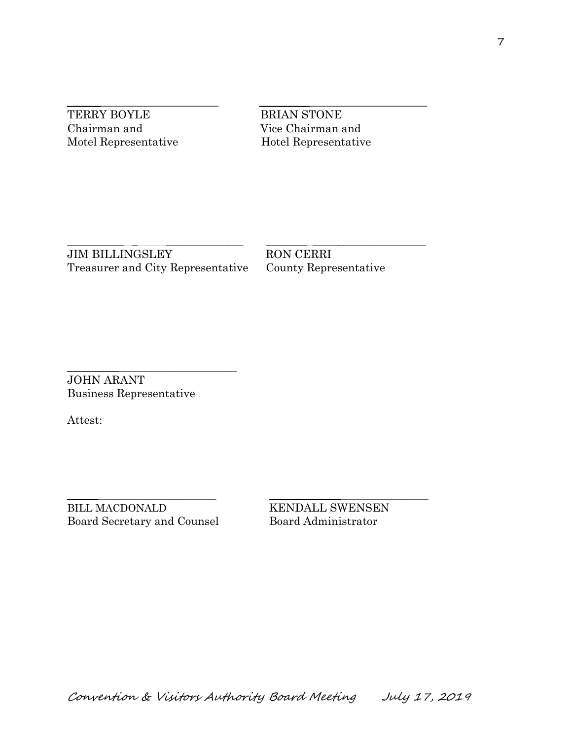\_\_\_\_\_\_\_\_\_\_\_\_\_\_\_\_\_\_\_\_\_\_\_\_\_\_\_\_
TERRY BOYLE
Chairman and
Motel Representative

\_\_\_\_\_\_\_\_\_\_\_\_\_\_\_\_\_\_\_\_\_\_\_\_\_\_\_\_
BRIAN STONE
Vice Chairman and
Hotel Representative

\_\_\_\_\_\_\_\_\_\_\_\_\_\_\_\_\_\_\_\_\_\_\_\_\_\_\_\_
JIM BILLINGSLEY
Treasurer and City Representative

\_\_\_\_\_\_\_\_\_\_\_\_\_\_\_\_\_\_\_\_\_\_\_\_\_\_\_\_
RON CERRI
County Representative

\_\_\_\_\_\_\_\_\_\_\_\_\_\_\_\_\_\_\_\_\_\_\_\_\_\_\_\_
JOHN ARANT
Business Representative

Attest:

\_\_\_\_\_\_\_\_\_\_\_\_\_\_\_\_\_\_\_\_\_\_\_\_\_\_\_\_
BILL MACDONALD
Board Secretary and Counsel

\_\_\_\_\_\_\_\_\_\_\_\_\_\_\_\_\_\_\_\_\_\_\_\_\_\_\_\_
KENDALL SWENSEN
Board Administrator